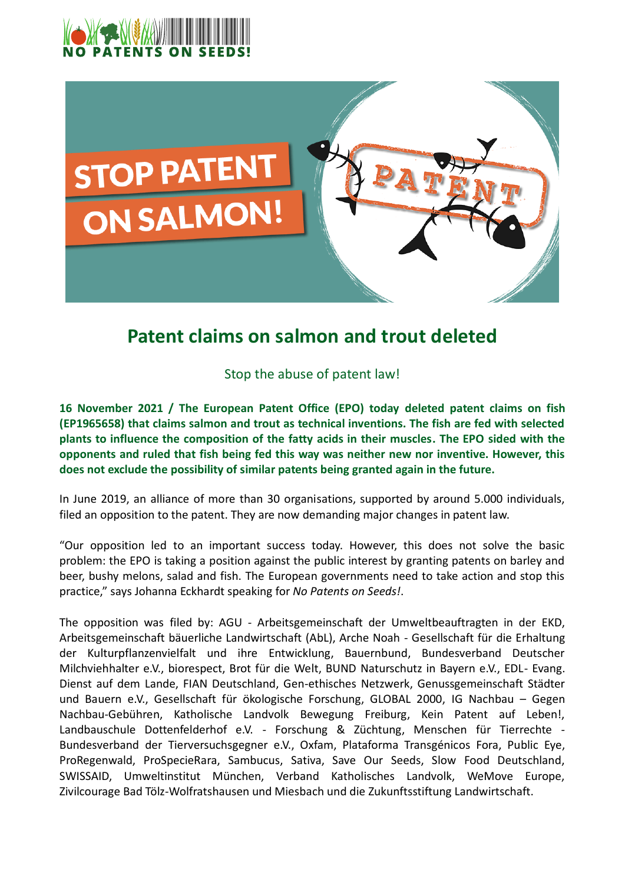# Patent claims on salmon and trout deleted

Stop the abuse of patent law!

**16 November 2021 / The European Patent Office (EPO) today deleted patent claims on fish (EP1965658) that claims salmon and trout as technical inventions. The fish are fed with selected plants to influence the composition of the fatty acids in their muscles. The EPO sided with the opponents and ruled that fish being fed this way was neither new nor inventive. However, this does not exclude the possibility of similar patents being granted again in the future.**

In June 2019, an alliance of more than 30 organisations, supported by around 5.000 individuals, filed an opposition to the patent. They are now demanding major changes in patent law.

"Our opposition led to an important success today. However, this does not solve the basic problem: the EPO is taking a position against the public interest by granting patents on barley and beer, bushy melons, salad and fish. The European governments need to take action and stop this practice," says Johanna Eckhardt speaking for *No Patents on Seeds!*.

The opposition was filed by: AGU - Arbeitsgemeinschaft der Umweltbeauftragten in der EKD, Arbeitsgemeinschaft bäuerliche Landwirtschaft (AbL), Arche Noah - Gesellschaft für die Erhaltung der Kulturpflanzenvielfalt und ihre Entwicklung, Bauernbund, Bundesverband Deutscher Milchviehhalter e.V., biorespect, Brot für die Welt, BUND Naturschutz in Bayern e.V., EDL- Evang. Dienst auf dem Lande, FIAN Deutschland, Gen-ethisches Netzwerk, Genussgemeinschaft Städter und Bauern e.V., Gesellschaft für ökologische Forschung, GLOBAL 2000, IG Nachbau – Gegen Nachbau-Gebühren, Katholische Landvolk Bewegung Freiburg, Kein Patent auf Leben!, Landbauschule Dottenfelderhof e.V. - Forschung & Züchtung, Menschen für Tierrechte - Bundesverband der Tierversuchsgegner e.V., Oxfam, Plataforma Transgénicos Fora, Public Eye, ProRegenwald, ProSpecieRara, Sambucus, Sativa, Save Our Seeds, Slow Food Deutschland, SWISSAID, Umweltinstitut München, Verband Katholisches Landvolk, WeMove Europe, Zivilcourage Bad Tölz-Wolfratshausen und Miesbach und die Zukunftsstiftung Landwirtschaft.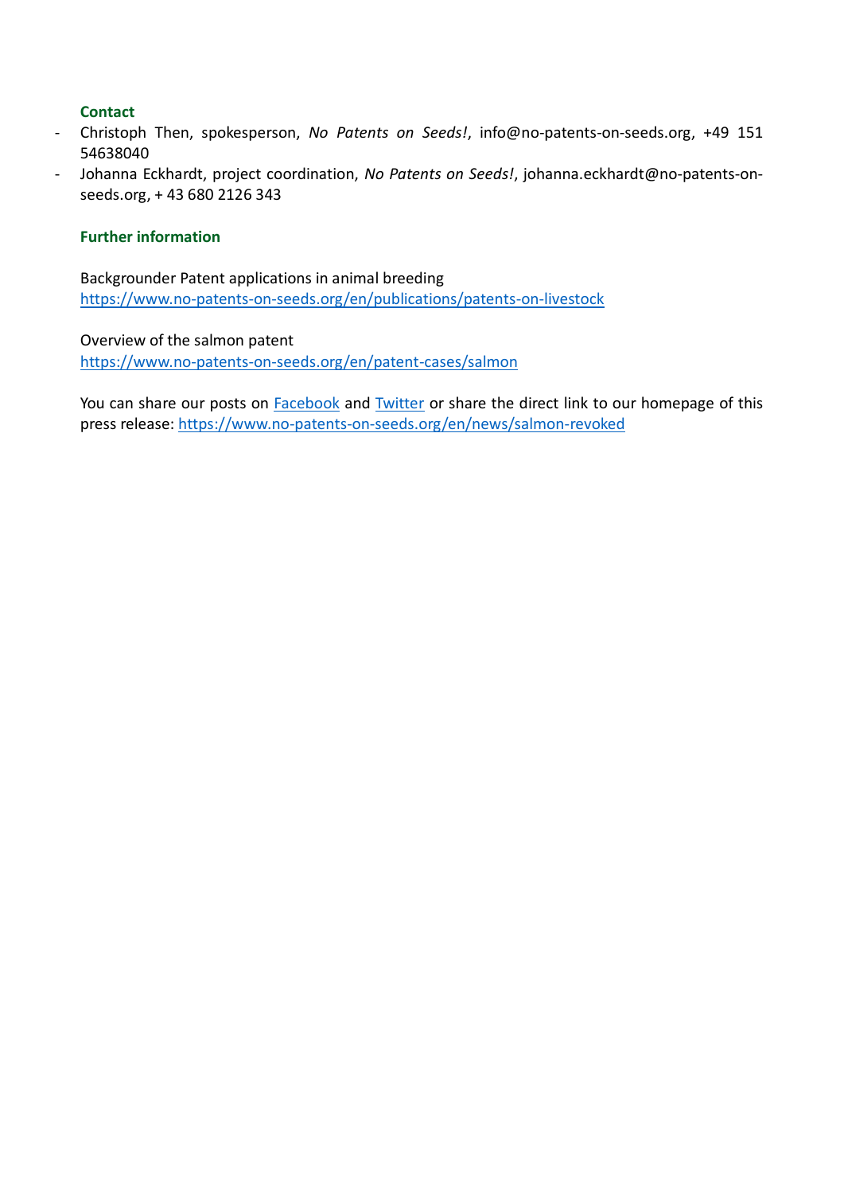**Contact**

- Christoph Then, spokesperson, *No Patents on Seeds!*, info@no-patents-on-seeds.org, +49 151 54638040
- Johanna Eckhardt, project coordination, *No Patents on Seeds!*, johanna.eckhardt@no-patents-on-seeds.org, + 43 680 2126 343

**Further information**

Backgrounder Patent applications in animal breeding
[https://www.no-patents-on-seeds.org/en/publications/patents-on-livestock](https://www.no-patents-on-seeds.org/en/publications/patents-on-livestock)

Overview of the salmon patent
[https://www.no-patents-on-seeds.org/en/patent-cases/salmon](https://www.no-patents-on-seeds.org/en/patent-cases/salmon)

You can share our posts on Facebook and Twitter or share the direct link to our homepage of this press release: [https://www.no-patents-on-seeds.org/en/news/salmon-revoked](https://www.no-patents-on-seeds.org/en/news/salmon-revoked)